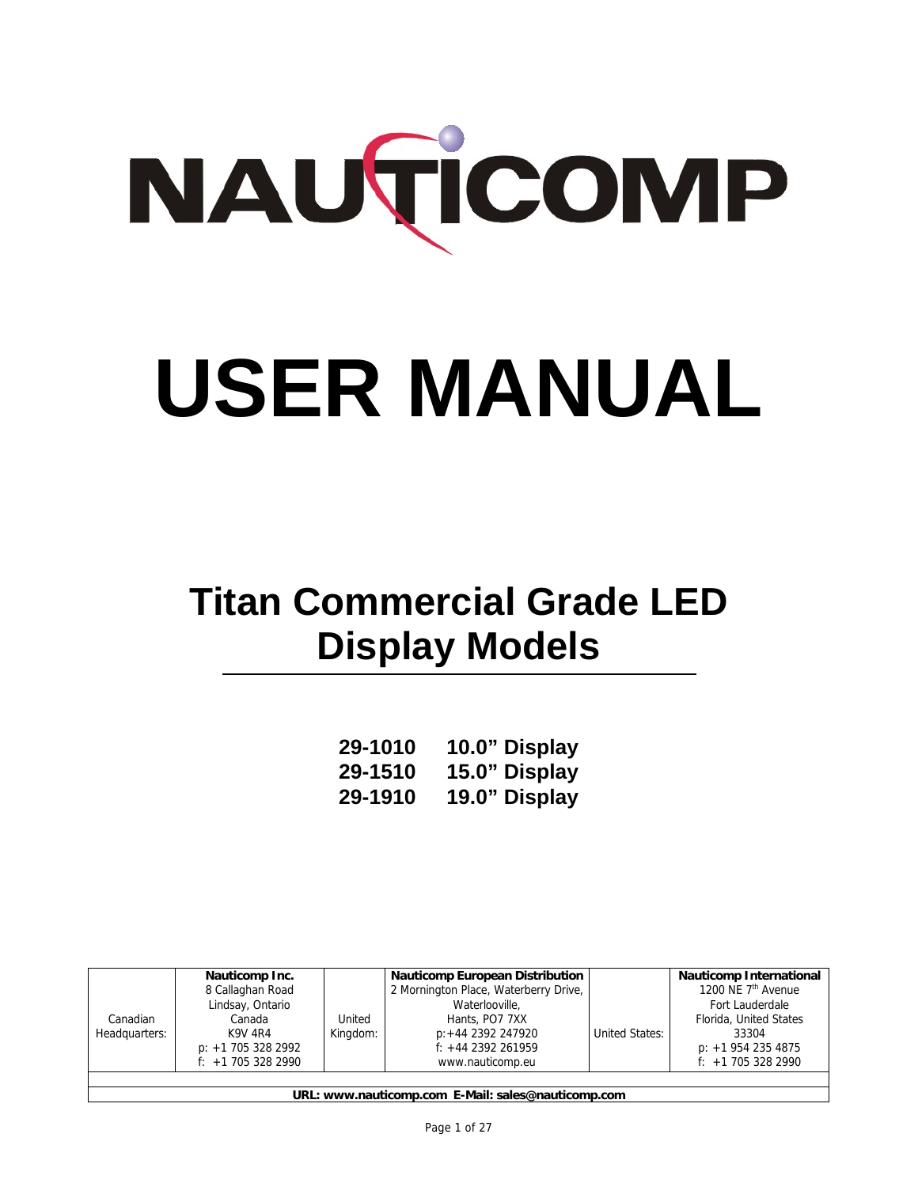# NAUTICOMP

# USER MANUAL

## Titan Commercial Grade LED Display Models

**29-1010 10.0" Display**
**29-1510 15.0" Display**
**29-1910 19.0" Display**

| Canadian Headquarters: | **Nauticomp Inc.** 8 Callaghan Road Lindsay, Ontario Canada K9V 4R4 p: +1 705 328 2992 f: +1 705 328 2990 | United Kingdom: | **Nauticomp European Distribution** 2 Mornington Place, Waterberry Drive, Waterlooville, Hants, PO7 7XX p:+44 2392 247920 f: +44 2392 261959 www.nauticomp.eu | United States: | **Nauticomp International** 1200 NE 7th Avenue Fort Lauderdale Florida, United States 33304 p: +1 954 235 4875 f: +1 705 328 2990 |
|---|---|---|---|---|---|

**URL: www.nauticomp.com E-Mail: sales@nauticomp.com**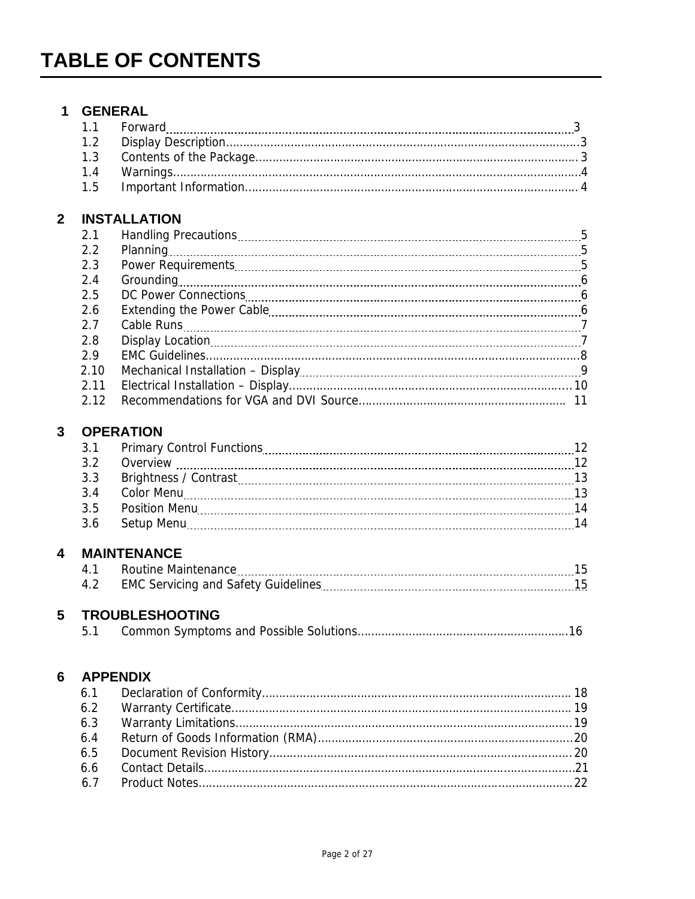# TABLE OF CONTENTS

## 1 GENERAL

| | | |
|---|---|---|
| 1.1 | Forward | 3 |
| 1.2 | Display Description | 3 |
| 1.3 | Contents of the Package | 3 |
| 1.4 | Warnings | 4 |
| 1.5 | Important Information | 4 |

## 2 INSTALLATION

| | | |
|---|---|---|
| 2.1 | Handling Precautions | 5 |
| 2.2 | Planning | 5 |
| 2.3 | Power Requirements | 5 |
| 2.4 | Grounding | 6 |
| 2.5 | DC Power Connections | 6 |
| 2.6 | Extending the Power Cable | 6 |
| 2.7 | Cable Runs | 7 |
| 2.8 | Display Location | 7 |
| 2.9 | EMC Guidelines | 8 |
| 2.10 | Mechanical Installation – Display | 9 |
| 2.11 | Electrical Installation – Display | 10 |
| 2.12 | Recommendations for VGA and DVI Source | 11 |

## 3 OPERATION

| | | |
|---|---|---|
| 3.1 | Primary Control Functions | 12 |
| 3.2 | Overview | 12 |
| 3.3 | Brightness / Contrast | 13 |
| 3.4 | Color Menu | 13 |
| 3.5 | Position Menu | 14 |
| 3.6 | Setup Menu | 14 |

## 4 MAINTENANCE

| | | |
|---|---|---|
| 4.1 | Routine Maintenance | 15 |
| 4.2 | EMC Servicing and Safety Guidelines | 15 |

## 5 TROUBLESHOOTING

| | | |
|---|---|---|
| 5.1 | Common Symptoms and Possible Solutions | 16 |

## 6 APPENDIX

| | | |
|---|---|---|
| 6.1 | Declaration of Conformity | 18 |
| 6.2 | Warranty Certificate | 19 |
| 6.3 | Warranty Limitations | 19 |
| 6.4 | Return of Goods Information (RMA) | 20 |
| 6.5 | Document Revision History | 20 |
| 6.6 | Contact Details | 21 |
| 6.7 | Product Notes | 22 |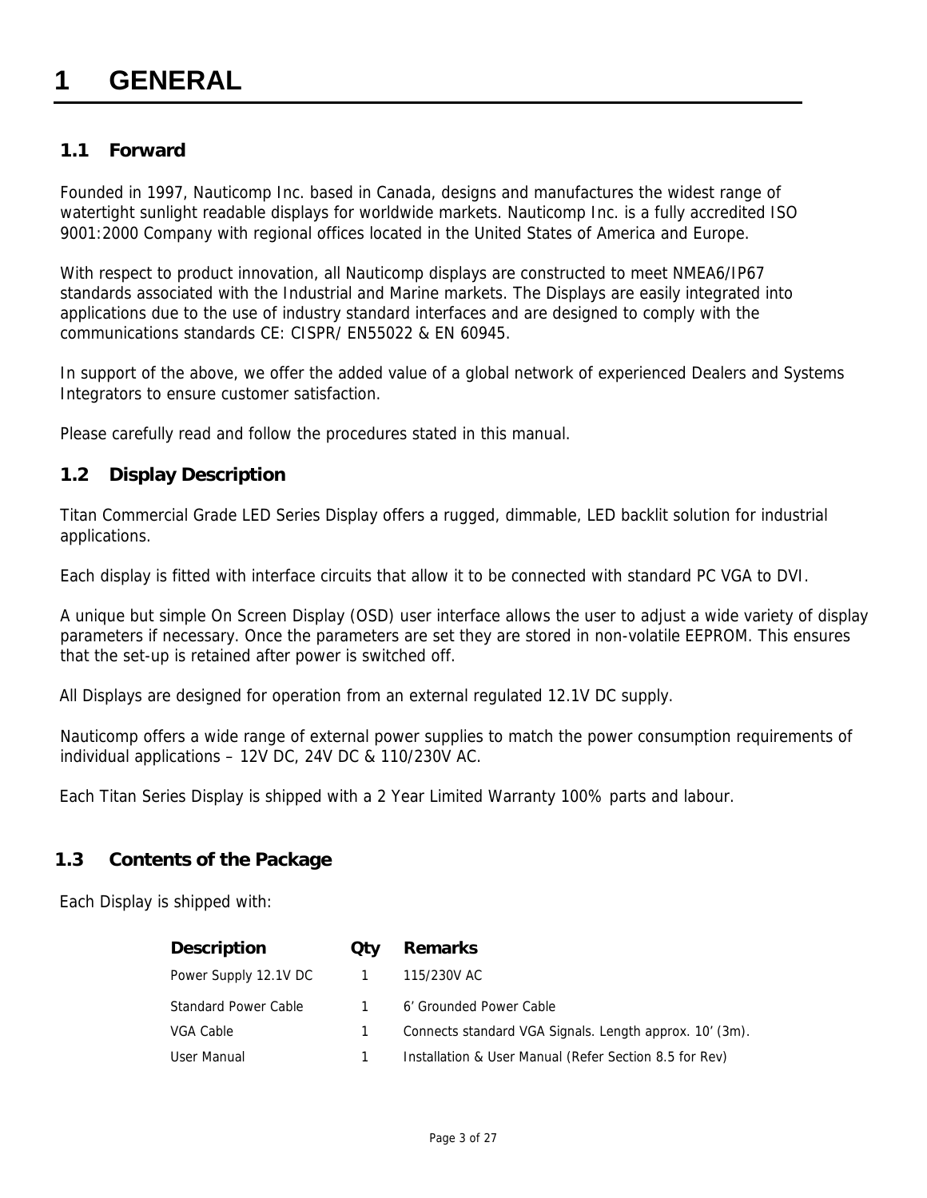# 1 GENERAL

## 1.1 Forward

Founded in 1997, Nauticomp Inc. based in Canada, designs and manufactures the widest range of watertight sunlight readable displays for worldwide markets. Nauticomp Inc. is a fully accredited ISO 9001:2000 Company with regional offices located in the United States of America and Europe.

With respect to product innovation, all Nauticomp displays are constructed to meet NMEA6/IP67 standards associated with the Industrial and Marine markets. The Displays are easily integrated into applications due to the use of industry standard interfaces and are designed to comply with the communications standards CE: CISPR/ EN55022 & EN 60945.

In support of the above, we offer the added value of a global network of experienced Dealers and Systems Integrators to ensure customer satisfaction.

Please carefully read and follow the procedures stated in this manual.

## 1.2 Display Description

Titan Commercial Grade LED Series Display offers a rugged, dimmable, LED backlit solution for industrial applications.

Each display is fitted with interface circuits that allow it to be connected with standard PC VGA to DVI.

A unique but simple On Screen Display (OSD) user interface allows the user to adjust a wide variety of display parameters if necessary. Once the parameters are set they are stored in non-volatile EEPROM. This ensures that the set-up is retained after power is switched off.

All Displays are designed for operation from an external regulated 12.1V DC supply.

Nauticomp offers a wide range of external power supplies to match the power consumption requirements of individual applications – 12V DC, 24V DC & 110/230V AC.

Each Titan Series Display is shipped with a 2 Year Limited Warranty 100% parts and labour.

## 1.3 Contents of the Package

Each Display is shipped with:

| Description | Qty | Remarks |
|---|---|---|
| Power Supply 12.1V DC | 1 | 115/230V AC |
| Standard Power Cable | 1 | 6' Grounded Power Cable |
| VGA Cable | 1 | Connects standard VGA Signals. Length approx. 10' (3m). |
| User Manual | 1 | Installation & User Manual (Refer Section 8.5 for Rev) |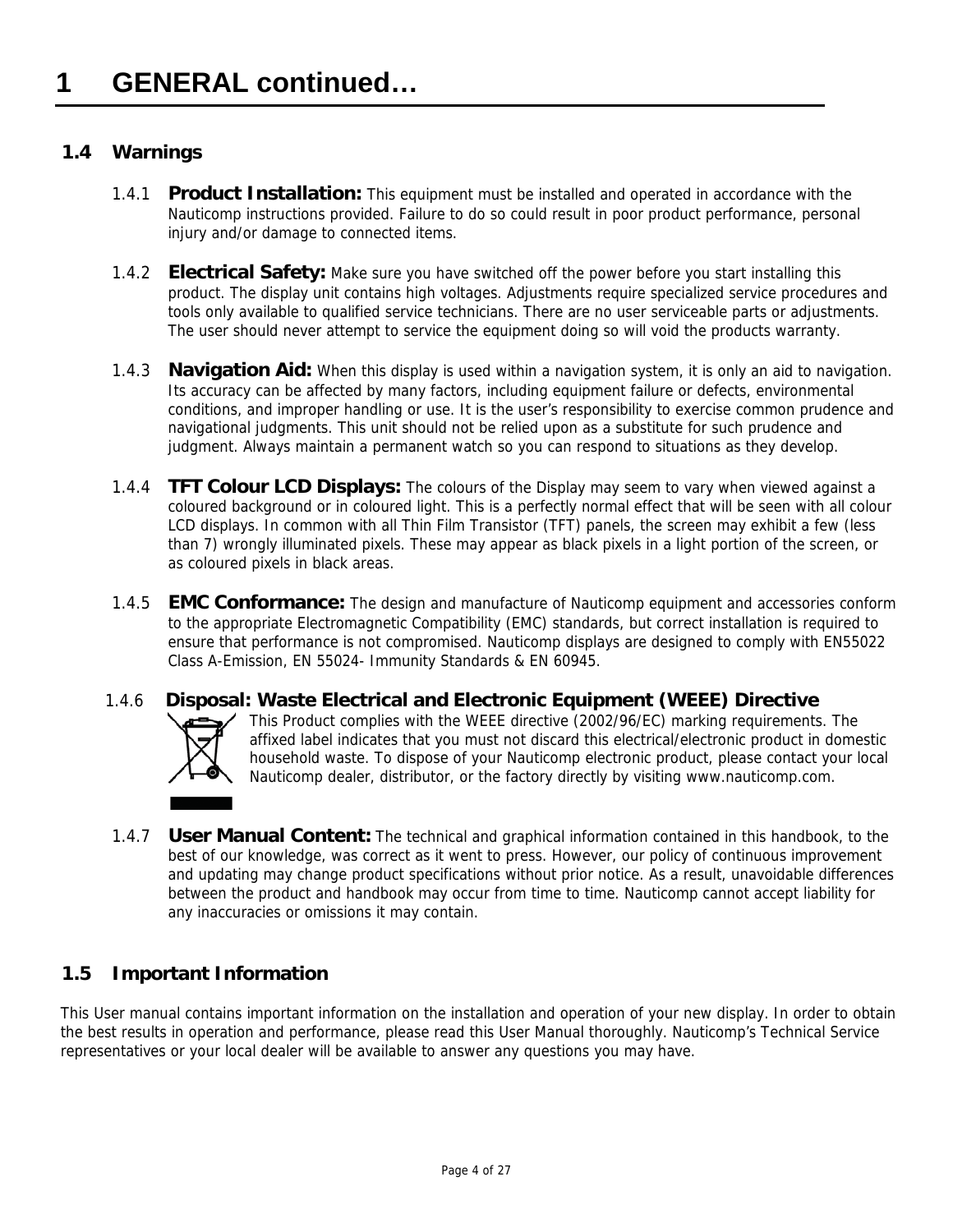# 1 GENERAL continued…

## 1.4 Warnings

1.4.1 **Product Installation:** This equipment must be installed and operated in accordance with the Nauticomp instructions provided. Failure to do so could result in poor product performance, personal injury and/or damage to connected items.

1.4.2 **Electrical Safety:** Make sure you have switched off the power before you start installing this product. The display unit contains high voltages. Adjustments require specialized service procedures and tools only available to qualified service technicians. There are no user serviceable parts or adjustments. The user should never attempt to service the equipment doing so will void the products warranty.

1.4.3 **Navigation Aid:** When this display is used within a navigation system, it is only an aid to navigation. Its accuracy can be affected by many factors, including equipment failure or defects, environmental conditions, and improper handling or use. It is the user's responsibility to exercise common prudence and navigational judgments. This unit should not be relied upon as a substitute for such prudence and judgment. Always maintain a permanent watch so you can respond to situations as they develop.

1.4.4 **TFT Colour LCD Displays:** The colours of the Display may seem to vary when viewed against a coloured background or in coloured light. This is a perfectly normal effect that will be seen with all colour LCD displays. In common with all Thin Film Transistor (TFT) panels, the screen may exhibit a few (less than 7) wrongly illuminated pixels. These may appear as black pixels in a light portion of the screen, or as coloured pixels in black areas.

1.4.5 **EMC Conformance:** The design and manufacture of Nauticomp equipment and accessories conform to the appropriate Electromagnetic Compatibility (EMC) standards, but correct installation is required to ensure that performance is not compromised. Nauticomp displays are designed to comply with EN55022 Class A-Emission, EN 55024- Immunity Standards & EN 60945.

1.4.6 **Disposal: Waste Electrical and Electronic Equipment (WEEE) Directive**

This Product complies with the WEEE directive (2002/96/EC) marking requirements. The affixed label indicates that you must not discard this electrical/electronic product in domestic household waste. To dispose of your Nauticomp electronic product, please contact your local Nauticomp dealer, distributor, or the factory directly by visiting www.nauticomp.com.

1.4.7 **User Manual Content:** The technical and graphical information contained in this handbook, to the best of our knowledge, was correct as it went to press. However, our policy of continuous improvement and updating may change product specifications without prior notice. As a result, unavoidable differences between the product and handbook may occur from time to time. Nauticomp cannot accept liability for any inaccuracies or omissions it may contain.

## 1.5 Important Information

This User manual contains important information on the installation and operation of your new display. In order to obtain the best results in operation and performance, please read this User Manual thoroughly. Nauticomp's Technical Service representatives or your local dealer will be available to answer any questions you may have.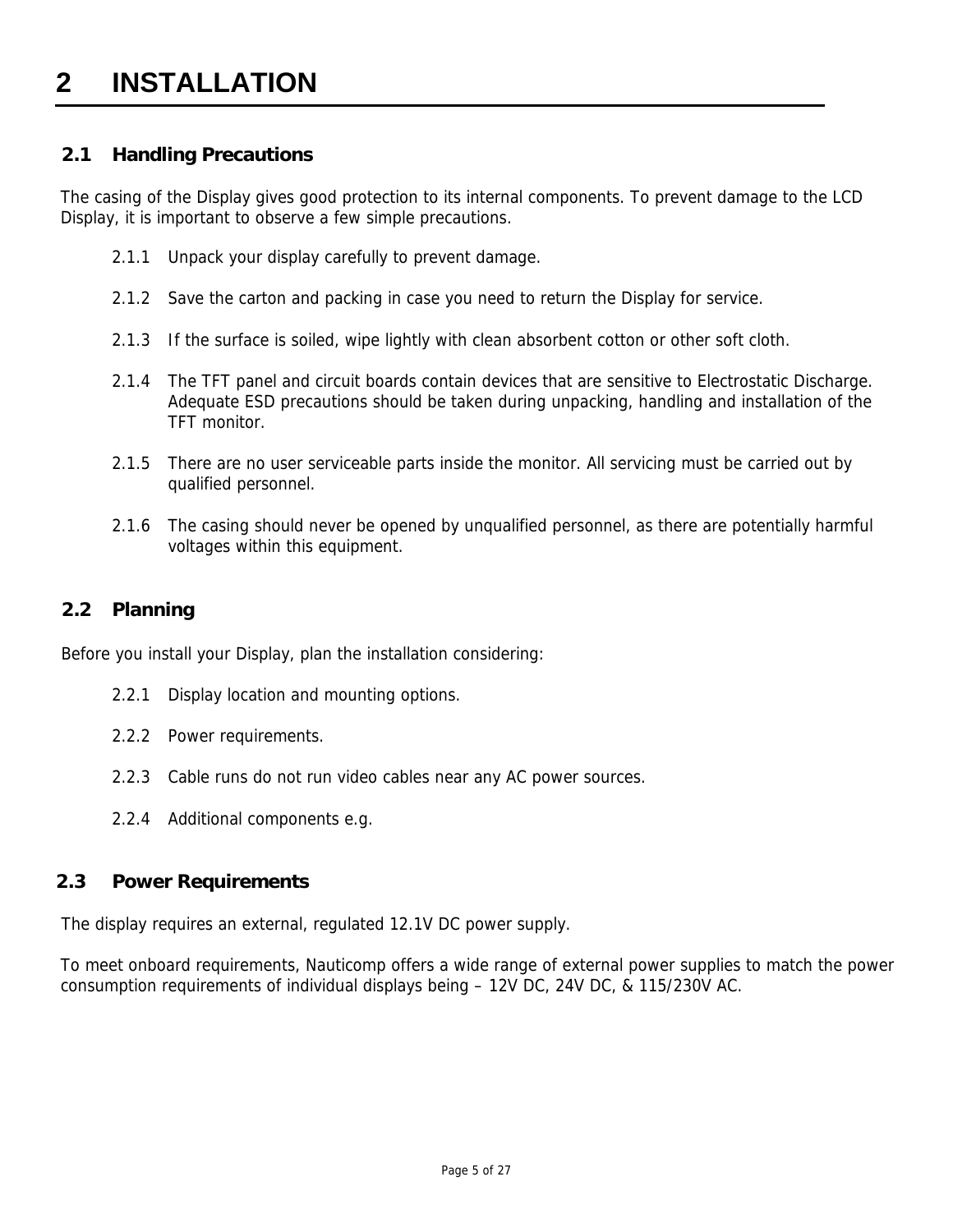# 2 INSTALLATION

## 2.1 Handling Precautions

The casing of the Display gives good protection to its internal components. To prevent damage to the LCD Display, it is important to observe a few simple precautions.

2.1.1 Unpack your display carefully to prevent damage.

2.1.2 Save the carton and packing in case you need to return the Display for service.

2.1.3 If the surface is soiled, wipe lightly with clean absorbent cotton or other soft cloth.

2.1.4 The TFT panel and circuit boards contain devices that are sensitive to Electrostatic Discharge. Adequate ESD precautions should be taken during unpacking, handling and installation of the TFT monitor.

2.1.5 There are no user serviceable parts inside the monitor. All servicing must be carried out by qualified personnel.

2.1.6 The casing should never be opened by unqualified personnel, as there are potentially harmful voltages within this equipment.

## 2.2 Planning

Before you install your Display, plan the installation considering:

2.2.1 Display location and mounting options.

2.2.2 Power requirements.

2.2.3 Cable runs do not run video cables near any AC power sources.

2.2.4 Additional components e.g.

## 2.3 Power Requirements

The display requires an external, regulated 12.1V DC power supply.

To meet onboard requirements, Nauticomp offers a wide range of external power supplies to match the power consumption requirements of individual displays being – 12V DC, 24V DC, & 115/230V AC.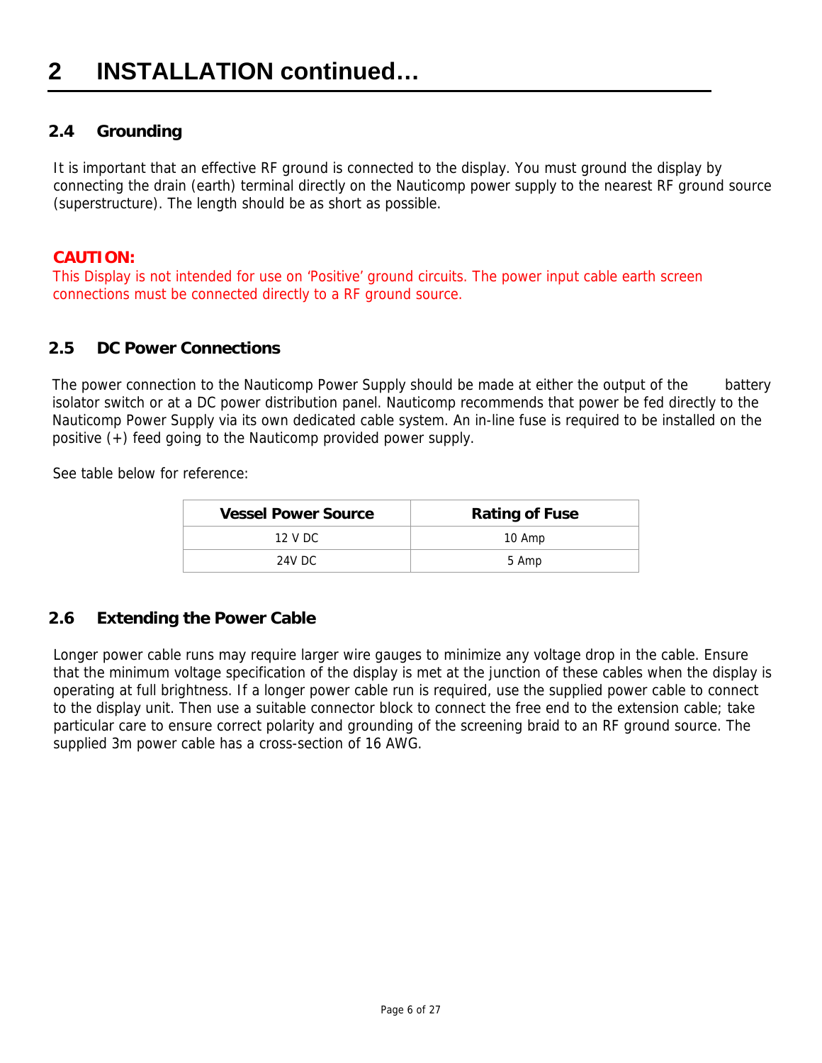# 2 INSTALLATION continued…

## 2.4 Grounding

It is important that an effective RF ground is connected to the display. You must ground the display by connecting the drain (earth) terminal directly on the Nauticomp power supply to the nearest RF ground source (superstructure). The length should be as short as possible.

**CAUTION:**
This Display is not intended for use on 'Positive' ground circuits. The power input cable earth screen connections must be connected directly to a RF ground source.

## 2.5 DC Power Connections

The power connection to the Nauticomp Power Supply should be made at either the output of the battery isolator switch or at a DC power distribution panel. Nauticomp recommends that power be fed directly to the Nauticomp Power Supply via its own dedicated cable system. An in-line fuse is required to be installed on the positive (+) feed going to the Nauticomp provided power supply.

See table below for reference:

| Vessel Power Source | Rating of Fuse |
|---|---|
| 12 V DC | 10 Amp |
| 24V DC | 5 Amp |

## 2.6 Extending the Power Cable

Longer power cable runs may require larger wire gauges to minimize any voltage drop in the cable. Ensure that the minimum voltage specification of the display is met at the junction of these cables when the display is operating at full brightness. If a longer power cable run is required, use the supplied power cable to connect to the display unit. Then use a suitable connector block to connect the free end to the extension cable; take particular care to ensure correct polarity and grounding of the screening braid to an RF ground source. The supplied 3m power cable has a cross-section of 16 AWG.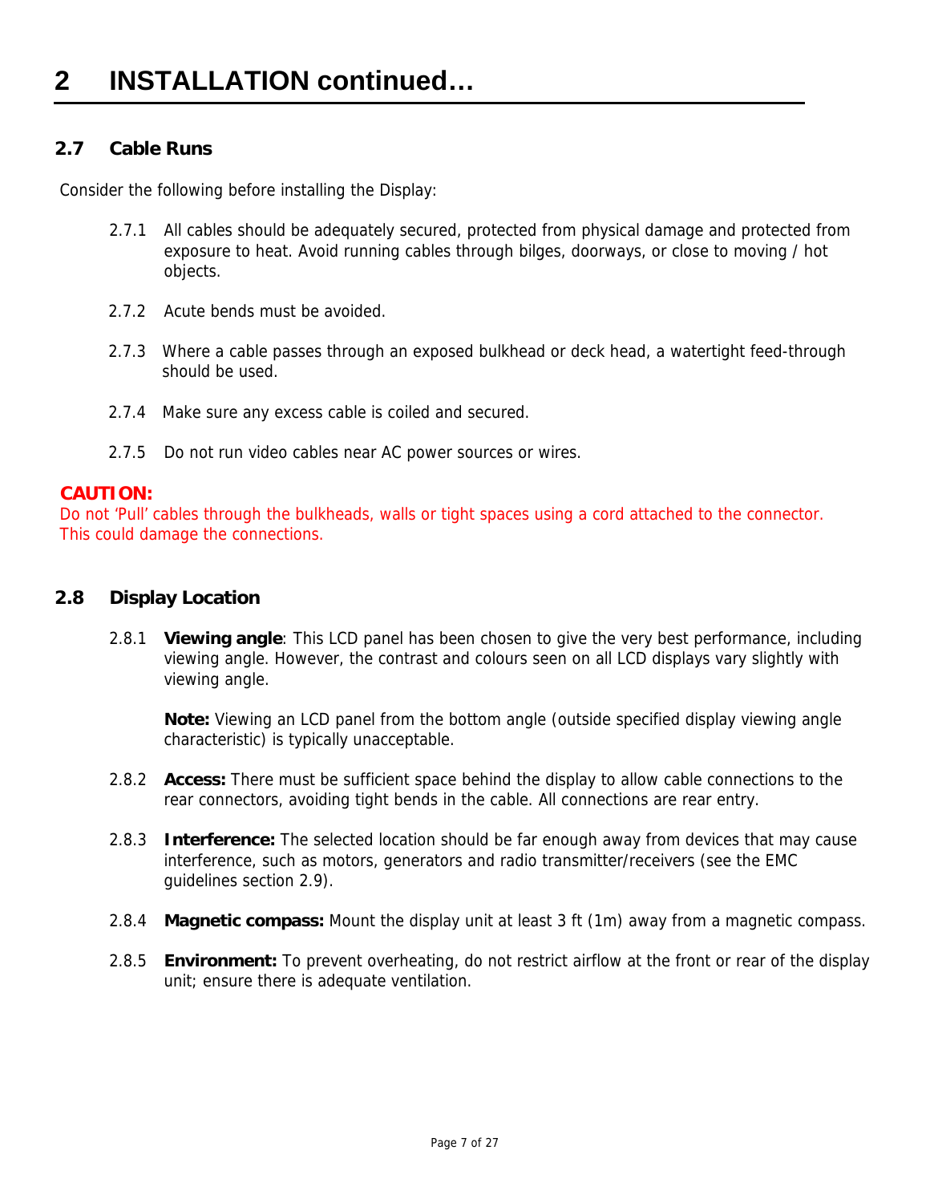# 2 INSTALLATION continued…

## 2.7 Cable Runs

Consider the following before installing the Display:

2.7.1 All cables should be adequately secured, protected from physical damage and protected from exposure to heat. Avoid running cables through bilges, doorways, or close to moving / hot objects.

2.7.2 Acute bends must be avoided.

2.7.3 Where a cable passes through an exposed bulkhead or deck head, a watertight feed-through should be used.

2.7.4 Make sure any excess cable is coiled and secured.

2.7.5 Do not run video cables near AC power sources or wires.

**CAUTION:**
Do not 'Pull' cables through the bulkheads, walls or tight spaces using a cord attached to the connector. This could damage the connections.

## 2.8 Display Location

2.8.1 **Viewing angle**: This LCD panel has been chosen to give the very best performance, including viewing angle. However, the contrast and colours seen on all LCD displays vary slightly with viewing angle.

**Note:** Viewing an LCD panel from the bottom angle (outside specified display viewing angle characteristic) is typically unacceptable.

2.8.2 **Access:** There must be sufficient space behind the display to allow cable connections to the rear connectors, avoiding tight bends in the cable. All connections are rear entry.

2.8.3 **Interference:** The selected location should be far enough away from devices that may cause interference, such as motors, generators and radio transmitter/receivers (see the EMC guidelines section 2.9).

2.8.4 **Magnetic compass:** Mount the display unit at least 3 ft (1m) away from a magnetic compass.

2.8.5 **Environment:** To prevent overheating, do not restrict airflow at the front or rear of the display unit; ensure there is adequate ventilation.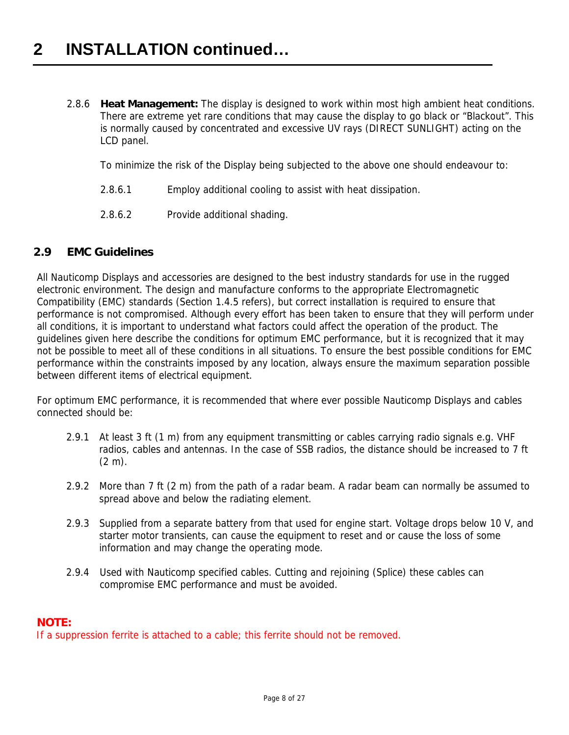# 2 INSTALLATION continued…

2.8.6 **Heat Management:** The display is designed to work within most high ambient heat conditions. There are extreme yet rare conditions that may cause the display to go black or “Blackout”. This is normally caused by concentrated and excessive UV rays (DIRECT SUNLIGHT) acting on the LCD panel.

To minimize the risk of the Display being subjected to the above one should endeavour to:

2.8.6.1 Employ additional cooling to assist with heat dissipation.

2.8.6.2 Provide additional shading.

## 2.9 EMC Guidelines

All Nauticomp Displays and accessories are designed to the best industry standards for use in the rugged electronic environment. The design and manufacture conforms to the appropriate Electromagnetic Compatibility (EMC) standards (Section 1.4.5 refers), but correct installation is required to ensure that performance is not compromised. Although every effort has been taken to ensure that they will perform under all conditions, it is important to understand what factors could affect the operation of the product. The guidelines given here describe the conditions for optimum EMC performance, but it is recognized that it may not be possible to meet all of these conditions in all situations. To ensure the best possible conditions for EMC performance within the constraints imposed by any location, always ensure the maximum separation possible between different items of electrical equipment.

For optimum EMC performance, it is recommended that where ever possible Nauticomp Displays and cables connected should be:

2.9.1 At least 3 ft (1 m) from any equipment transmitting or cables carrying radio signals e.g. VHF radios, cables and antennas. In the case of SSB radios, the distance should be increased to 7 ft (2 m).

2.9.2 More than 7 ft (2 m) from the path of a radar beam. A radar beam can normally be assumed to spread above and below the radiating element.

2.9.3 Supplied from a separate battery from that used for engine start. Voltage drops below 10 V, and starter motor transients, can cause the equipment to reset and or cause the loss of some information and may change the operating mode.

2.9.4 Used with Nauticomp specified cables. Cutting and rejoining (Splice) these cables can compromise EMC performance and must be avoided.

**NOTE:**
If a suppression ferrite is attached to a cable; this ferrite should not be removed.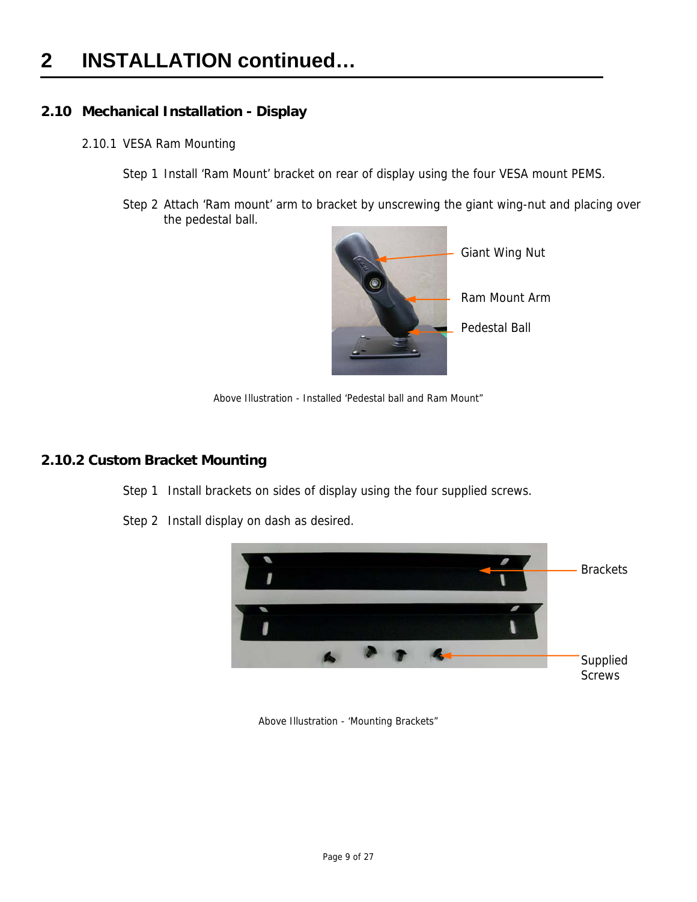# 2 INSTALLATION continued…

## 2.10 Mechanical Installation - Display

### 2.10.1 VESA Ram Mounting

Step 1 Install ‘Ram Mount’ bracket on rear of display using the four VESA mount PEMS.

Step 2 Attach ‘Ram mount’ arm to bracket by unscrewing the giant wing-nut and placing over the pedestal ball.

Giant Wing Nut

Ram Mount Arm

Pedestal Ball

Above Illustration - Installed ‘Pedestal ball and Ram Mount”

### 2.10.2 Custom Bracket Mounting

Step 1 Install brackets on sides of display using the four supplied screws.

Step 2 Install display on dash as desired.

Brackets

Supplied Screws

Above Illustration - ‘Mounting Brackets”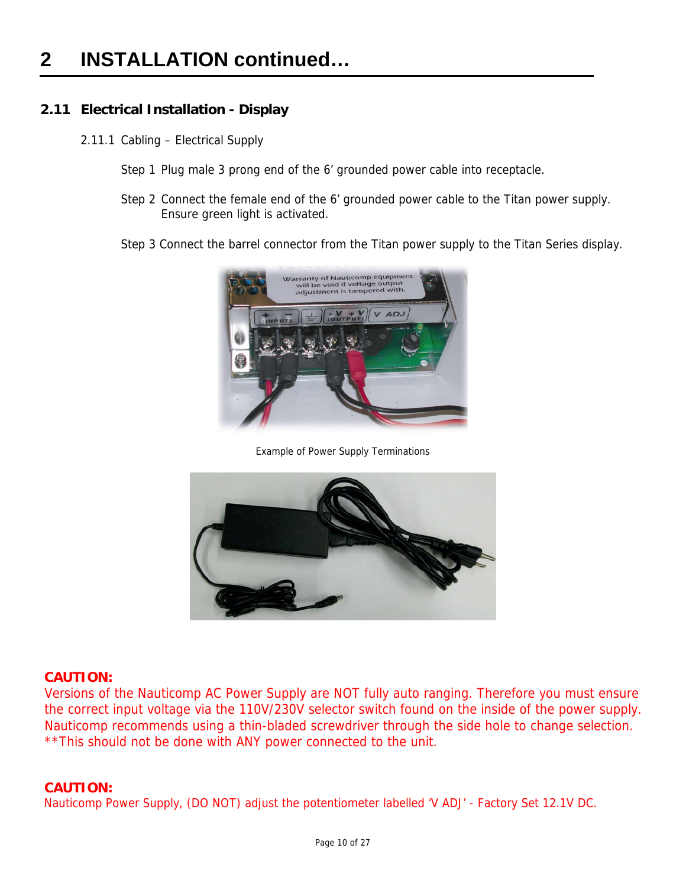# 2 INSTALLATION continued…

## 2.11 Electrical Installation - Display

### 2.11.1 Cabling – Electrical Supply

Step 1 Plug male 3 prong end of the 6' grounded power cable into receptacle.

Step 2 Connect the female end of the 6' grounded power cable to the Titan power supply. Ensure green light is activated.

Step 3 Connect the barrel connector from the Titan power supply to the Titan Series display.

Example of Power Supply Terminations

**CAUTION:**
Versions of the Nauticomp AC Power Supply are NOT fully auto ranging. Therefore you must ensure the correct input voltage via the 110V/230V selector switch found on the inside of the power supply. Nauticomp recommends using a thin-bladed screwdriver through the side hole to change selection. **This should not be done with ANY power connected to the unit.

**CAUTION:**
Nauticomp Power Supply, (DO NOT) adjust the potentiometer labelled 'V ADJ' - Factory Set 12.1V DC.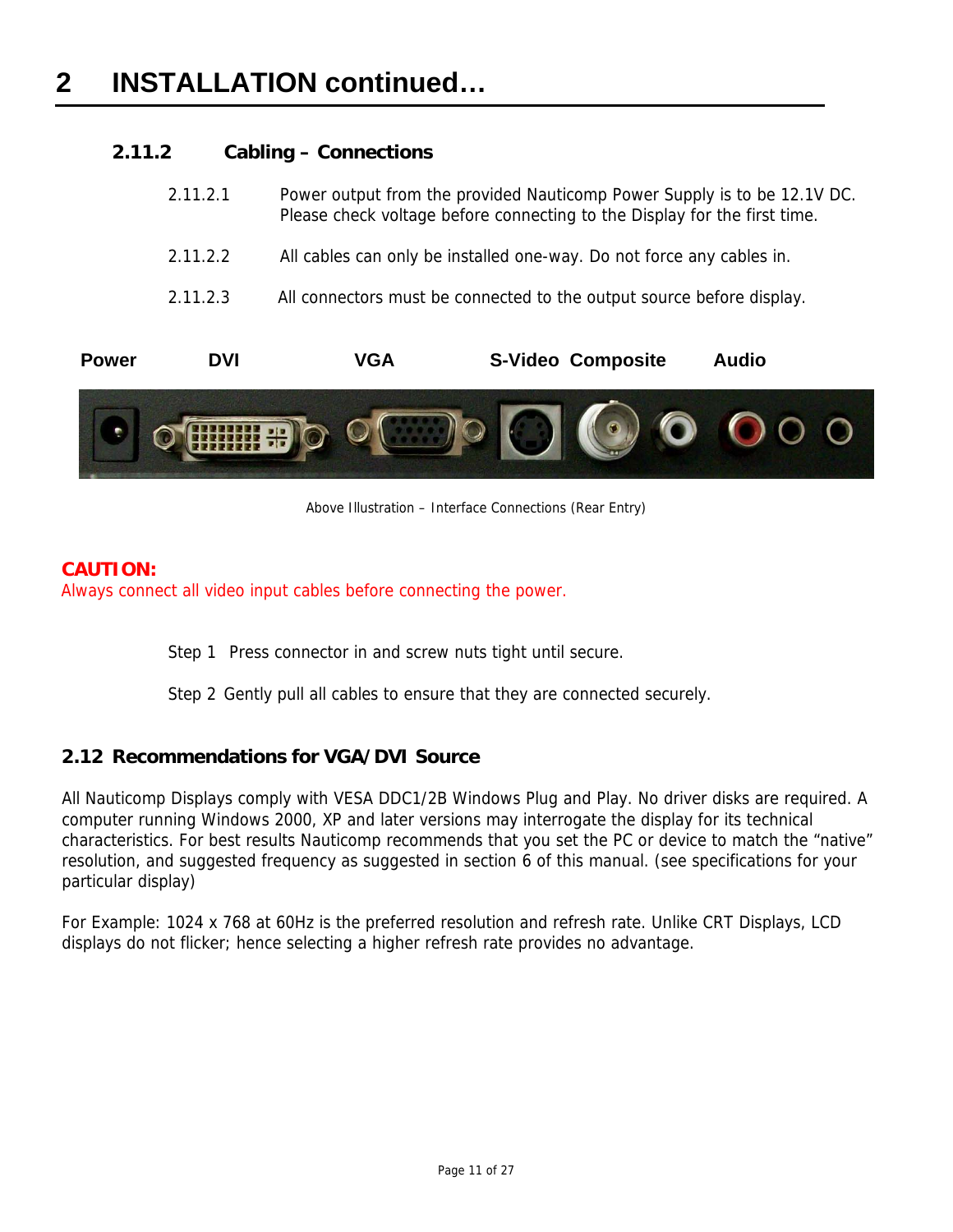# 2 INSTALLATION continued…

### 2.11.2 Cabling – Connections

2.11.2.1 Power output from the provided Nauticomp Power Supply is to be 12.1V DC. Please check voltage before connecting to the Display for the first time.

2.11.2.2 All cables can only be installed one-way. Do not force any cables in.

2.11.2.3 All connectors must be connected to the output source before display.

**Power DVI VGA S-Video Composite Audio**

Above Illustration – Interface Connections (Rear Entry)

**CAUTION:**
Always connect all video input cables before connecting the power.

Step 1 Press connector in and screw nuts tight until secure.

Step 2 Gently pull all cables to ensure that they are connected securely.

## 2.12 Recommendations for VGA/DVI Source

All Nauticomp Displays comply with VESA DDC1/2B Windows Plug and Play. No driver disks are required. A computer running Windows 2000, XP and later versions may interrogate the display for its technical characteristics. For best results Nauticomp recommends that you set the PC or device to match the "native" resolution, and suggested frequency as suggested in section 6 of this manual. (see specifications for your particular display)

For Example: 1024 x 768 at 60Hz is the preferred resolution and refresh rate. Unlike CRT Displays, LCD displays do not flicker; hence selecting a higher refresh rate provides no advantage.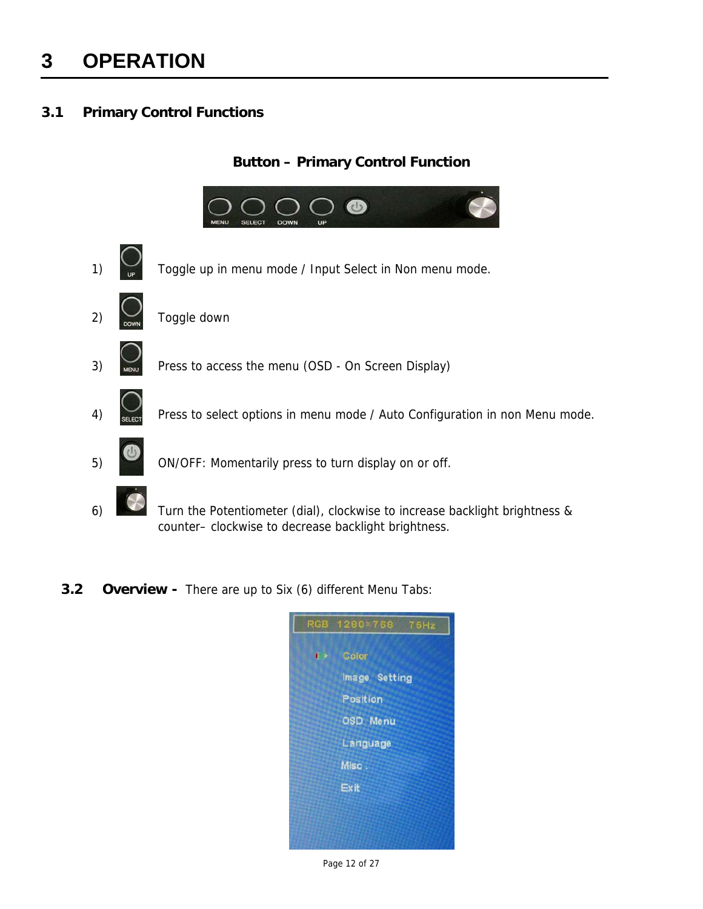# 3 OPERATION

## 3.1 Primary Control Functions

**Button – Primary Control Function**

1) UP — Toggle up in menu mode / Input Select in Non menu mode.

2) DOWN — Toggle down

3) MENU — Press to access the menu (OSD - On Screen Display)

4) SELECT — Press to select options in menu mode / Auto Configuration in non Menu mode.

5) ON/OFF: Momentarily press to turn display on or off.

6) Turn the Potentiometer (dial), clockwise to increase backlight brightness & counter– clockwise to decrease backlight brightness.

## 3.2 Overview - There are up to Six (6) different Menu Tabs: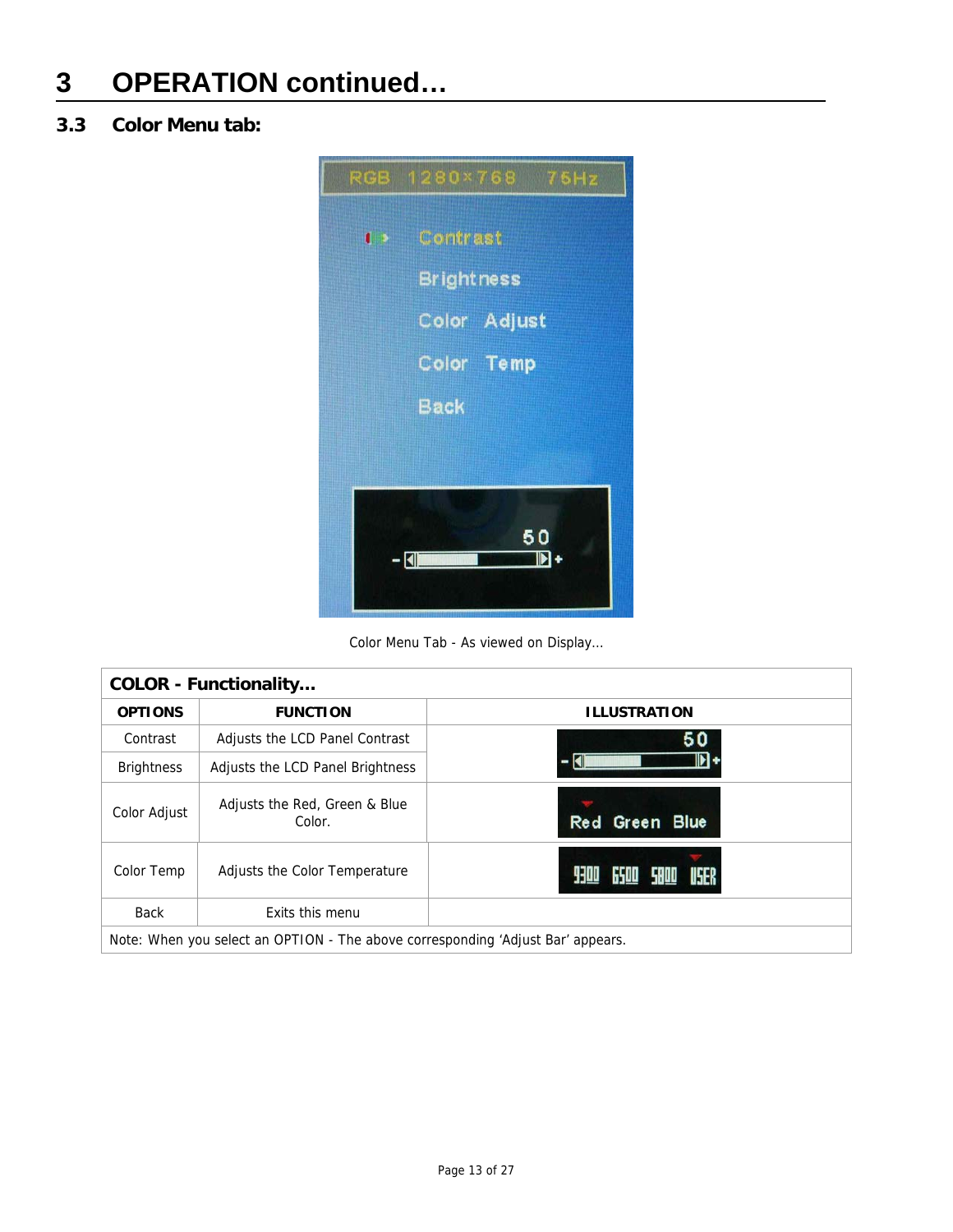# 3 OPERATION continued…

## 3.3 Color Menu tab:

Color Menu Tab - As viewed on Display…

| COLOR - Functionality… | | |
|---|---|---|
| **OPTIONS** | **FUNCTION** | **ILLUSTRATION** |
| Contrast | Adjusts the LCD Panel Contrast | |
| Brightness | Adjusts the LCD Panel Brightness | |
| Color Adjust | Adjusts the Red, Green & Blue Color. | |
| Color Temp | Adjusts the Color Temperature | |
| Back | Exits this menu | |
| Note: When you select an OPTION - The above corresponding 'Adjust Bar' appears. | | |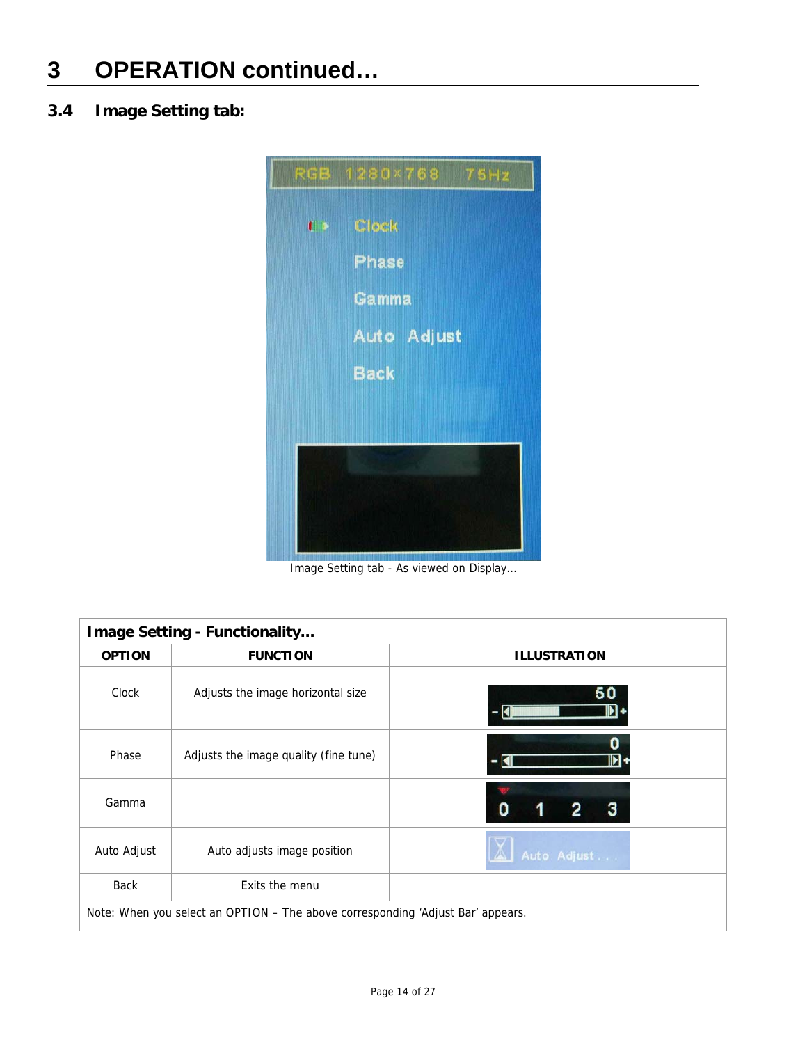# 3 OPERATION continued…

## 3.4 Image Setting tab:

Image Setting tab - As viewed on Display…

| Image Setting - Functionality… | | |
|---|---|---|
| **OPTION** | **FUNCTION** | **ILLUSTRATION** |
| Clock | Adjusts the image horizontal size | |
| Phase | Adjusts the image quality (fine tune) | |
| Gamma | | |
| Auto Adjust | Auto adjusts image position | |
| Back | Exits the menu | |
| Note: When you select an OPTION – The above corresponding 'Adjust Bar' appears. | | |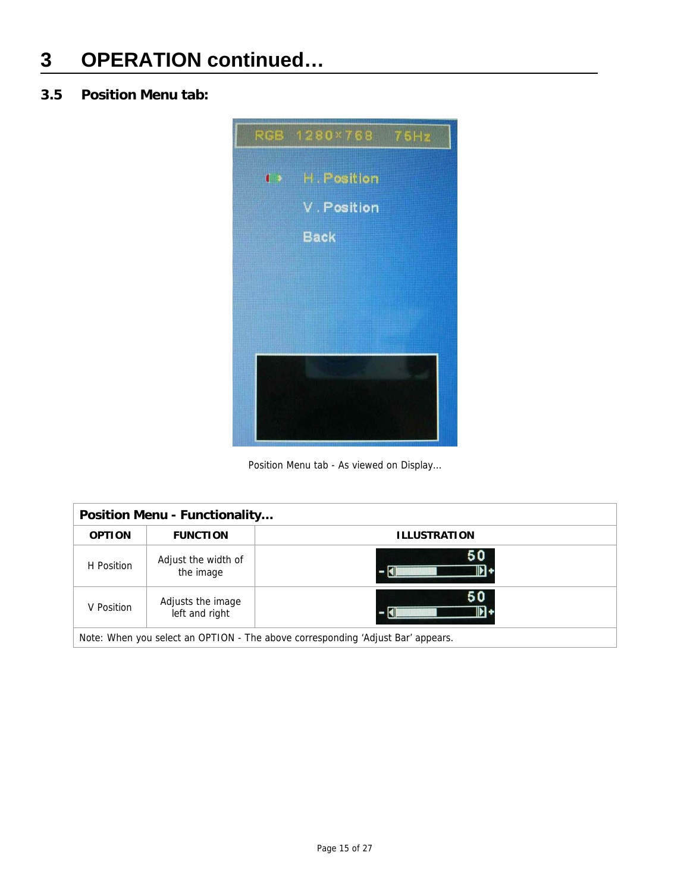# 3 OPERATION continued…

## 3.5 Position Menu tab:

Position Menu tab - As viewed on Display…

| **Position Menu - Functionality…** | | |
|---|---|---|
| **OPTION** | **FUNCTION** | **ILLUSTRATION** |
| H Position | Adjust the width of the image | |
| V Position | Adjusts the image left and right | |
| Note: When you select an OPTION - The above corresponding 'Adjust Bar' appears. | | |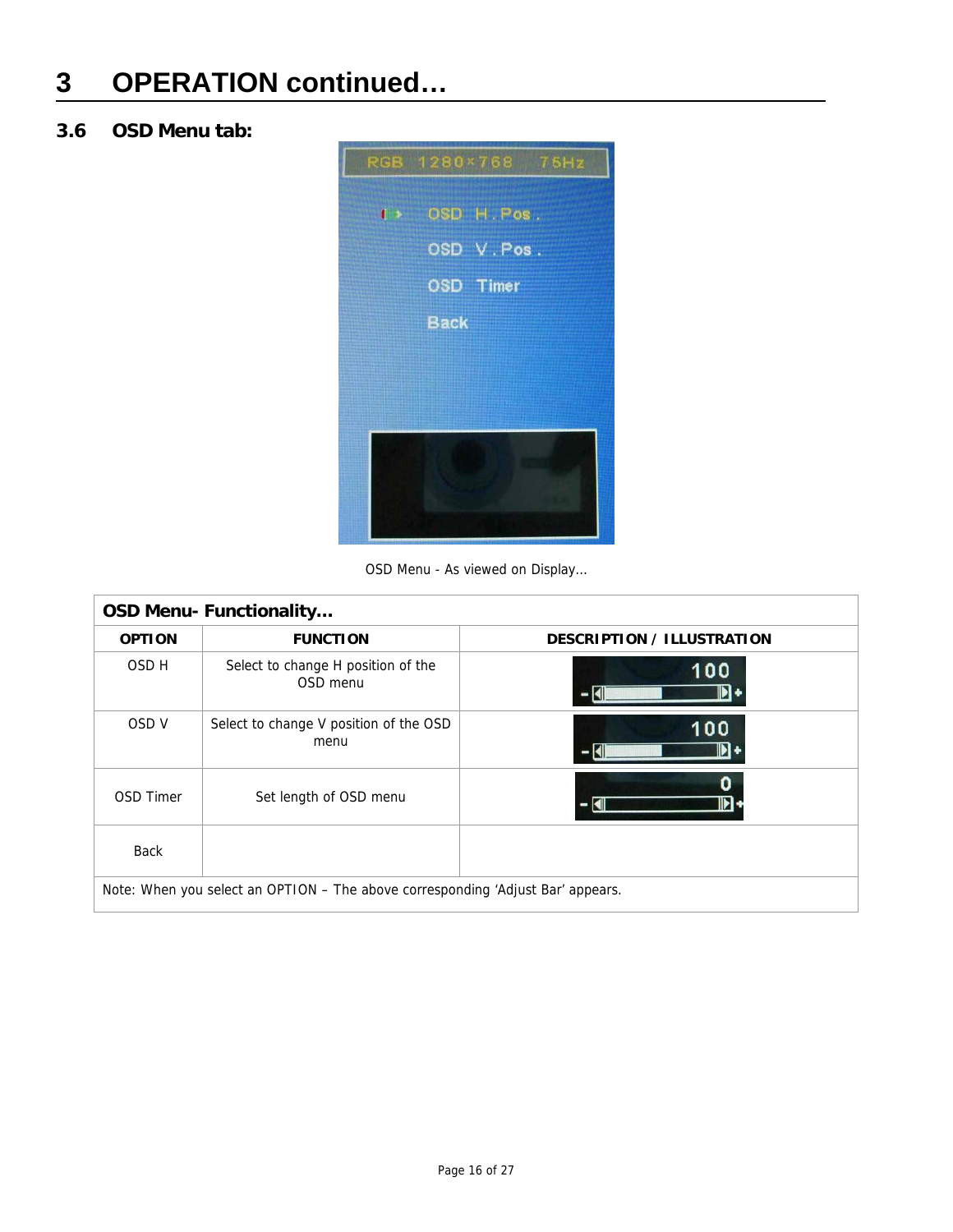# 3 OPERATION continued…

## 3.6 OSD Menu tab:

OSD Menu - As viewed on Display…

| OSD Menu- Functionality… | | |
|---|---|---|
| **OPTION** | **FUNCTION** | **DESCRIPTION / ILLUSTRATION** |
| OSD H | Select to change H position of the OSD menu | |
| OSD V | Select to change V position of the OSD menu | |
| OSD Timer | Set length of OSD menu | |
| Back | | |
| Note: When you select an OPTION – The above corresponding 'Adjust Bar' appears. | | |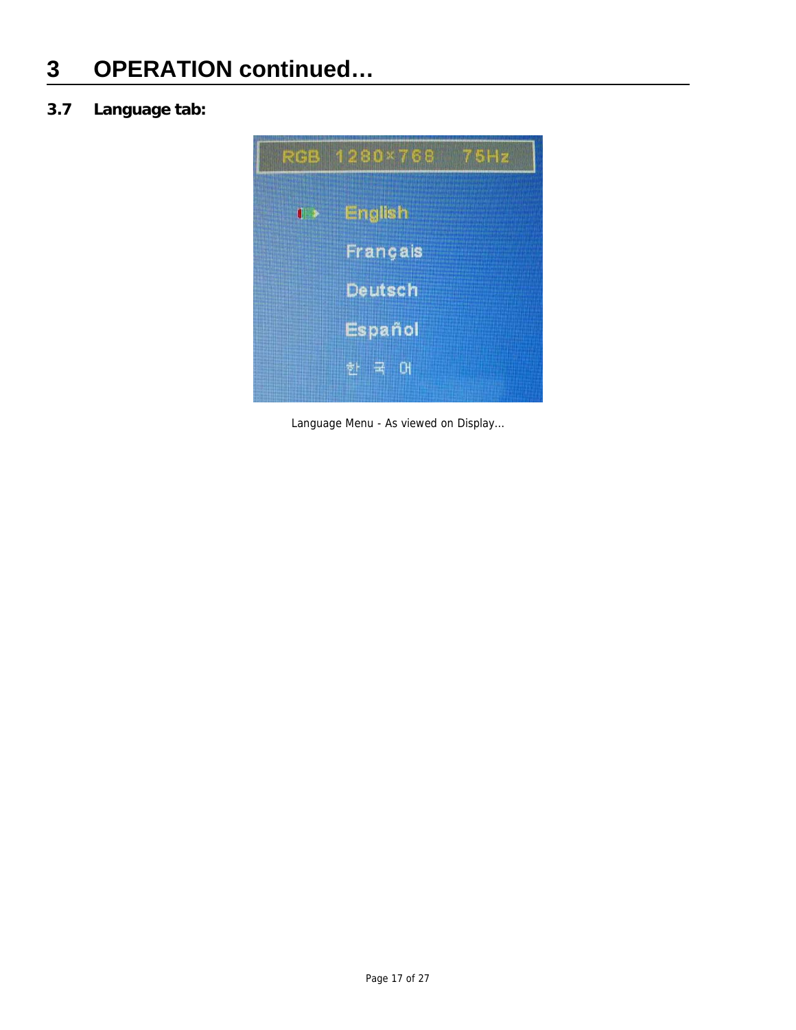# 3 OPERATION continued…

## 3.7 Language tab:

RGB 1280×768 75Hz

English

Français

Deutsch

Español

한 국 어

Language Menu - As viewed on Display...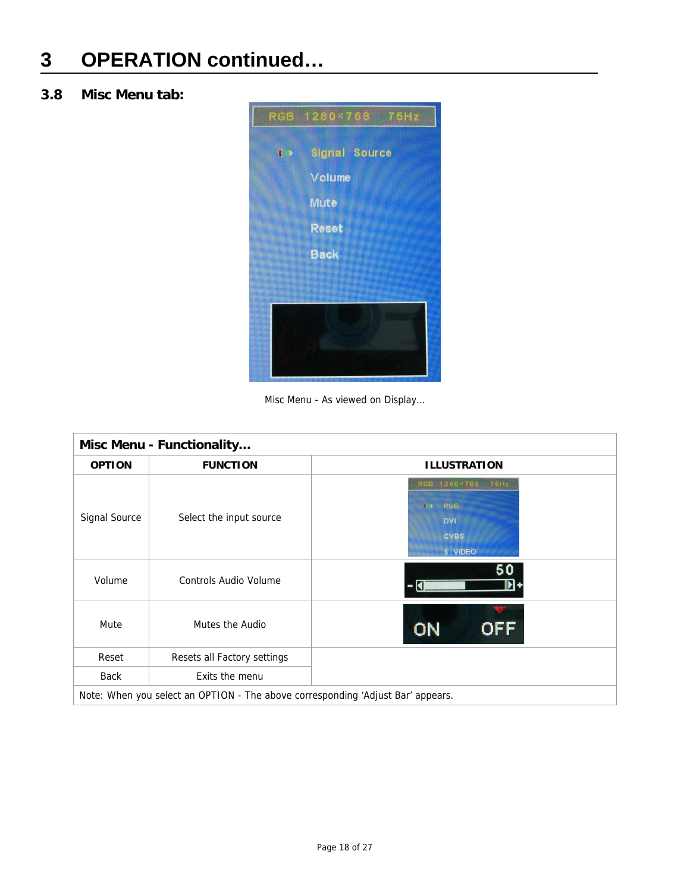# 3 OPERATION continued…

## 3.8 Misc Menu tab:

Misc Menu - As viewed on Display…

| Misc Menu - Functionality… | | |
|---|---|---|
| **OPTION** | **FUNCTION** | **ILLUSTRATION** |
| Signal Source | Select the input source | |
| Volume | Controls Audio Volume | |
| Mute | Mutes the Audio | |
| Reset | Resets all Factory settings | |
| Back | Exits the menu | |
| Note: When you select an OPTION - The above corresponding 'Adjust Bar' appears. | | |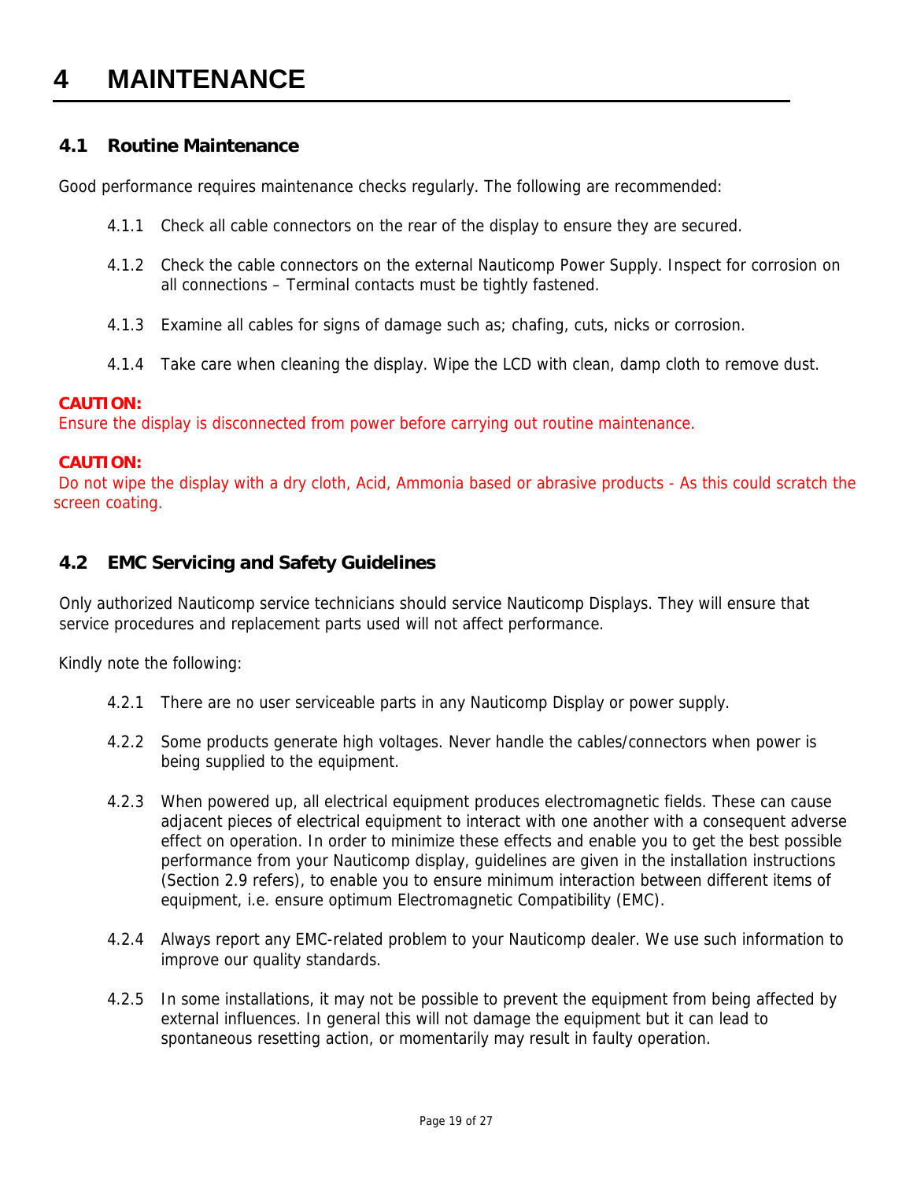# 4 MAINTENANCE

## 4.1 Routine Maintenance

Good performance requires maintenance checks regularly. The following are recommended:

4.1.1 Check all cable connectors on the rear of the display to ensure they are secured.

4.1.2 Check the cable connectors on the external Nauticomp Power Supply. Inspect for corrosion on all connections – Terminal contacts must be tightly fastened.

4.1.3 Examine all cables for signs of damage such as; chafing, cuts, nicks or corrosion.

4.1.4 Take care when cleaning the display. Wipe the LCD with clean, damp cloth to remove dust.

**CAUTION:**
Ensure the display is disconnected from power before carrying out routine maintenance.

**CAUTION:**
Do not wipe the display with a dry cloth, Acid, Ammonia based or abrasive products - As this could scratch the screen coating.

## 4.2 EMC Servicing and Safety Guidelines

Only authorized Nauticomp service technicians should service Nauticomp Displays. They will ensure that service procedures and replacement parts used will not affect performance.

Kindly note the following:

4.2.1 There are no user serviceable parts in any Nauticomp Display or power supply.

4.2.2 Some products generate high voltages. Never handle the cables/connectors when power is being supplied to the equipment.

4.2.3 When powered up, all electrical equipment produces electromagnetic fields. These can cause adjacent pieces of electrical equipment to interact with one another with a consequent adverse effect on operation. In order to minimize these effects and enable you to get the best possible performance from your Nauticomp display, guidelines are given in the installation instructions (Section 2.9 refers), to enable you to ensure minimum interaction between different items of equipment, i.e. ensure optimum Electromagnetic Compatibility (EMC).

4.2.4 Always report any EMC-related problem to your Nauticomp dealer. We use such information to improve our quality standards.

4.2.5 In some installations, it may not be possible to prevent the equipment from being affected by external influences. In general this will not damage the equipment but it can lead to spontaneous resetting action, or momentarily may result in faulty operation.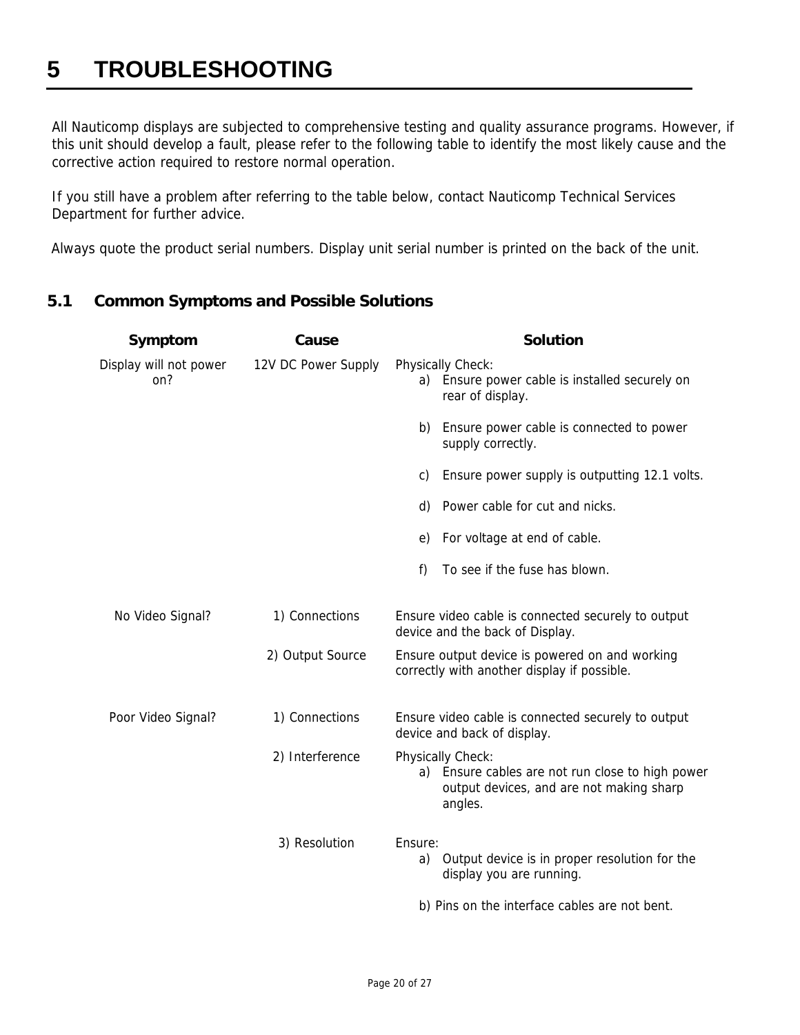# 5 TROUBLESHOOTING

All Nauticomp displays are subjected to comprehensive testing and quality assurance programs. However, if this unit should develop a fault, please refer to the following table to identify the most likely cause and the corrective action required to restore normal operation.

If you still have a problem after referring to the table below, contact Nauticomp Technical Services Department for further advice.

Always quote the product serial numbers. Display unit serial number is printed on the back of the unit.

## 5.1 Common Symptoms and Possible Solutions

| Symptom | Cause | Solution |
|---|---|---|
| Display will not power on? | 12V DC Power Supply | Physically Check:<br>a) Ensure power cable is installed securely on rear of display.<br>b) Ensure power cable is connected to power supply correctly.<br>c) Ensure power supply is outputting 12.1 volts.<br>d) Power cable for cut and nicks.<br>e) For voltage at end of cable.<br>f) To see if the fuse has blown. |
| No Video Signal? | 1) Connections | Ensure video cable is connected securely to output device and the back of Display. |
| | 2) Output Source | Ensure output device is powered on and working correctly with another display if possible. |
| Poor Video Signal? | 1) Connections | Ensure video cable is connected securely to output device and back of display. |
| | 2) Interference | Physically Check:<br>a) Ensure cables are not run close to high power output devices, and are not making sharp angles. |
| | 3) Resolution | Ensure:<br>a) Output device is in proper resolution for the display you are running.<br>b) Pins on the interface cables are not bent. |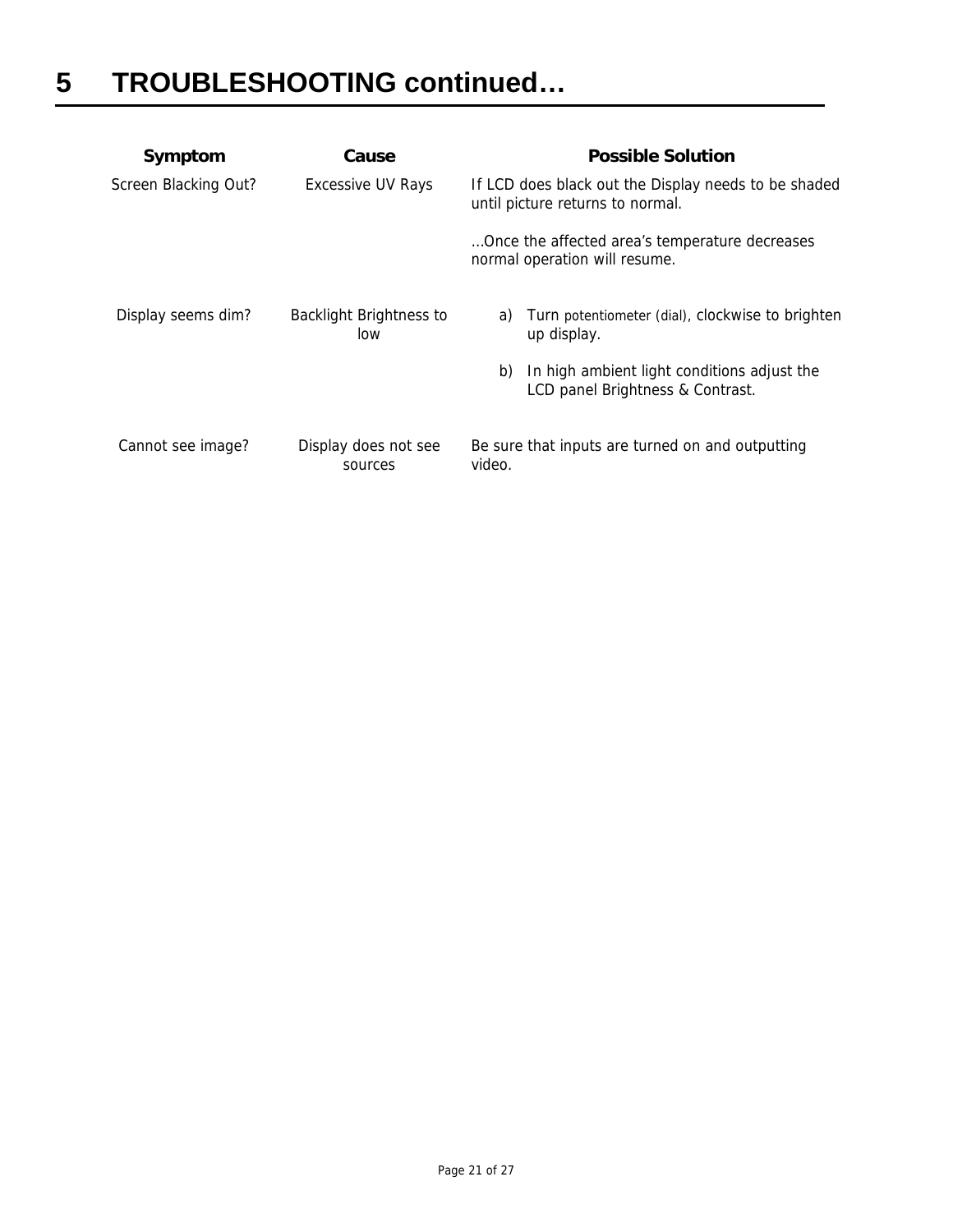# 5 TROUBLESHOOTING continued…

| Symptom | Cause | Possible Solution |
|---|---|---|
| Screen Blacking Out? | Excessive UV Rays | If LCD does black out the Display needs to be shaded until picture returns to normal.<br><br>…Once the affected area's temperature decreases normal operation will resume. |
| Display seems dim? | Backlight Brightness to low | a) Turn potentiometer (dial), clockwise to brighten up display.<br><br>b) In high ambient light conditions adjust the LCD panel Brightness & Contrast. |
| Cannot see image? | Display does not see sources | Be sure that inputs are turned on and outputting video. |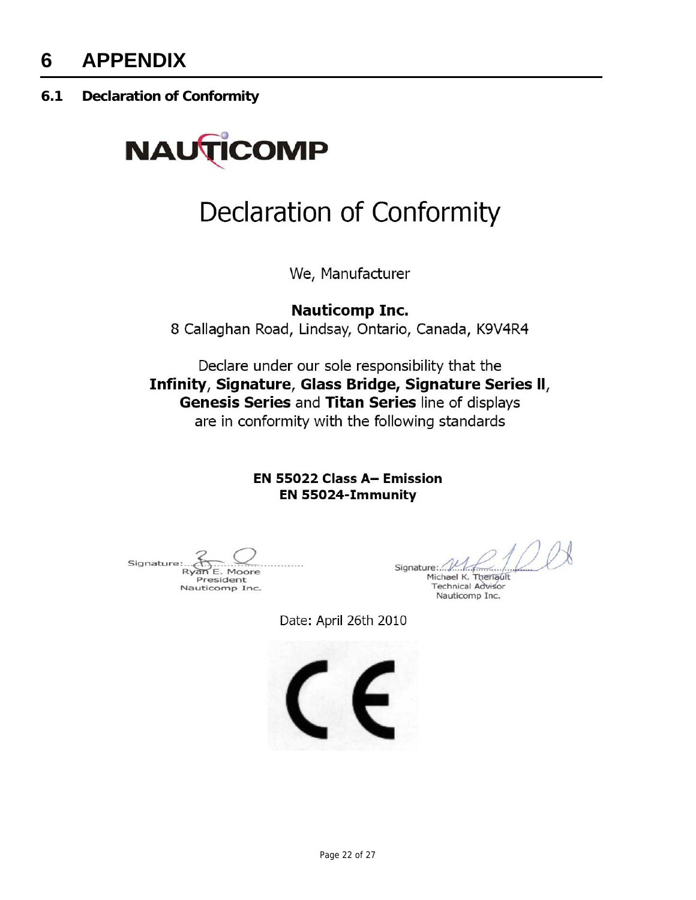# 6 APPENDIX

## 6.1 Declaration of Conformity

NAUTICOMP

# Declaration of Conformity

We, Manufacturer

**Nauticomp Inc.**
8 Callaghan Road, Lindsay, Ontario, Canada, K9V4R4

Declare under our sole responsibility that the **Infinity**, **Signature**, **Glass Bridge, Signature Series II**, **Genesis Series** and **Titan Series** line of displays are in conformity with the following standards

**EN 55022 Class A– Emission**
**EN 55024-Immunity**

Signature:..............................
Ryan E. Moore
President
Nauticomp Inc.

Signature:..............................
Michael K. Theriault
Technical Advisor
Nauticomp Inc.

Date: April 26th 2010

CE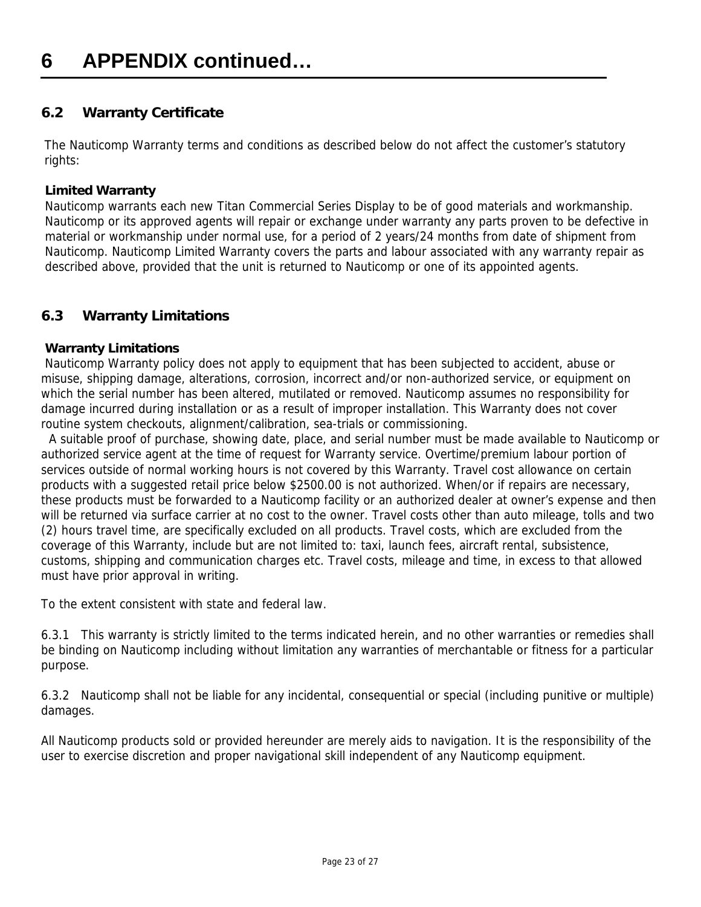# 6 APPENDIX continued…

## 6.2 Warranty Certificate

The Nauticomp Warranty terms and conditions as described below do not affect the customer's statutory rights:

**Limited Warranty**

Nauticomp warrants each new Titan Commercial Series Display to be of good materials and workmanship. Nauticomp or its approved agents will repair or exchange under warranty any parts proven to be defective in material or workmanship under normal use, for a period of 2 years/24 months from date of shipment from Nauticomp. Nauticomp Limited Warranty covers the parts and labour associated with any warranty repair as described above, provided that the unit is returned to Nauticomp or one of its appointed agents.

## 6.3 Warranty Limitations

**Warranty Limitations**

Nauticomp Warranty policy does not apply to equipment that has been subjected to accident, abuse or misuse, shipping damage, alterations, corrosion, incorrect and/or non-authorized service, or equipment on which the serial number has been altered, mutilated or removed. Nauticomp assumes no responsibility for damage incurred during installation or as a result of improper installation. This Warranty does not cover routine system checkouts, alignment/calibration, sea-trials or commissioning.

A suitable proof of purchase, showing date, place, and serial number must be made available to Nauticomp or authorized service agent at the time of request for Warranty service. Overtime/premium labour portion of services outside of normal working hours is not covered by this Warranty. Travel cost allowance on certain products with a suggested retail price below $2500.00 is not authorized. When/or if repairs are necessary, these products must be forwarded to a Nauticomp facility or an authorized dealer at owner's expense and then will be returned via surface carrier at no cost to the owner. Travel costs other than auto mileage, tolls and two (2) hours travel time, are specifically excluded on all products. Travel costs, which are excluded from the coverage of this Warranty, include but are not limited to: taxi, launch fees, aircraft rental, subsistence, customs, shipping and communication charges etc. Travel costs, mileage and time, in excess to that allowed must have prior approval in writing.

To the extent consistent with state and federal law.

6.3.1 This warranty is strictly limited to the terms indicated herein, and no other warranties or remedies shall be binding on Nauticomp including without limitation any warranties of merchantable or fitness for a particular purpose.

6.3.2 Nauticomp shall not be liable for any incidental, consequential or special (including punitive or multiple) damages.

All Nauticomp products sold or provided hereunder are merely aids to navigation. It is the responsibility of the user to exercise discretion and proper navigational skill independent of any Nauticomp equipment.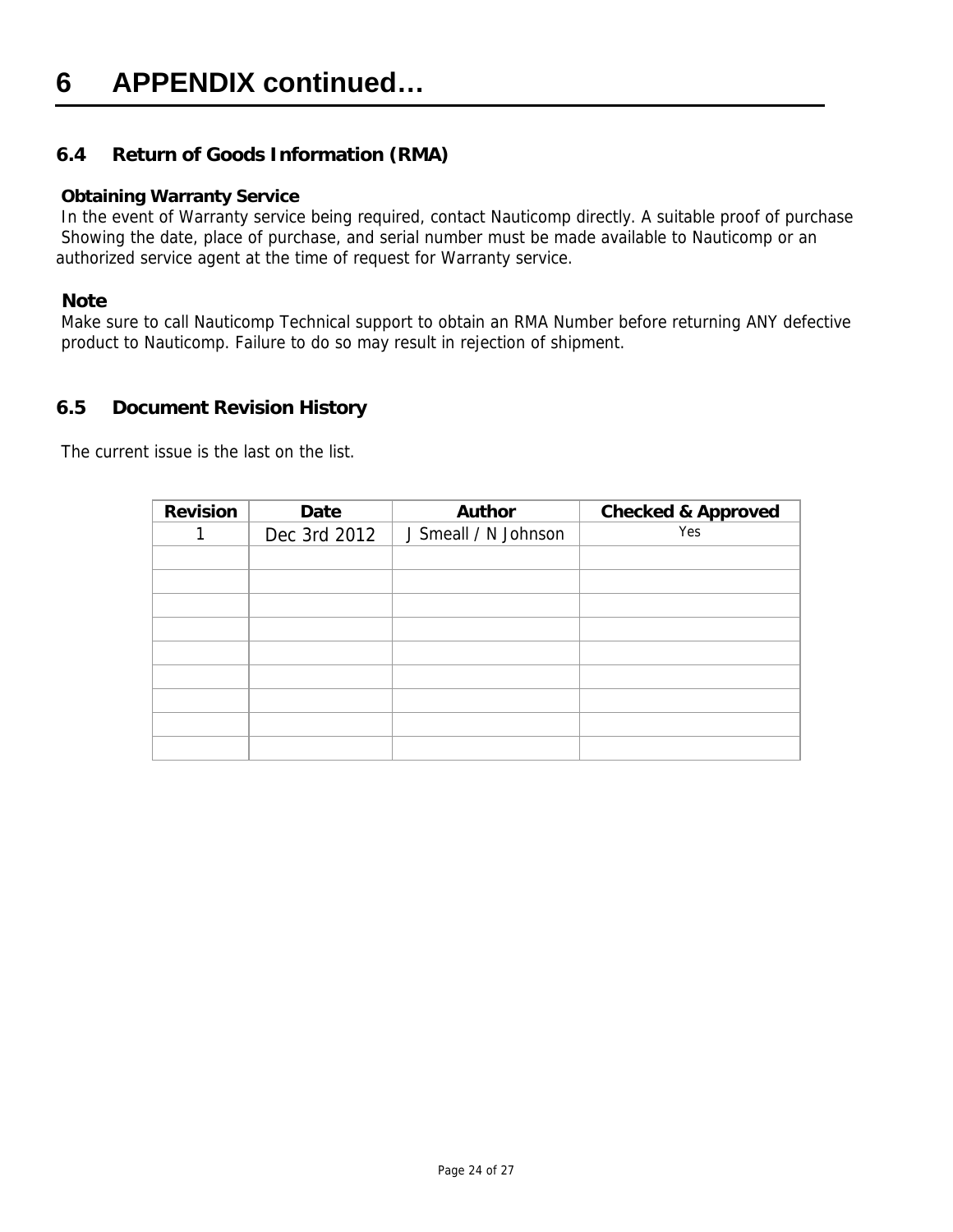# 6 APPENDIX continued…

## 6.4 Return of Goods Information (RMA)

**Obtaining Warranty Service**

In the event of Warranty service being required, contact Nauticomp directly. A suitable proof of purchase Showing the date, place of purchase, and serial number must be made available to Nauticomp or an authorized service agent at the time of request for Warranty service.

**Note**

Make sure to call Nauticomp Technical support to obtain an RMA Number before returning ANY defective product to Nauticomp. Failure to do so may result in rejection of shipment.

## 6.5 Document Revision History

The current issue is the last on the list.

| Revision | Date | Author | Checked & Approved |
| --- | --- | --- | --- |
| 1 | Dec 3rd 2012 | J Smeall / N Johnson | Yes |
| | | | |
| | | | |
| | | | |
| | | | |
| | | | |
| | | | |
| | | | |
| | | | |
| | | | |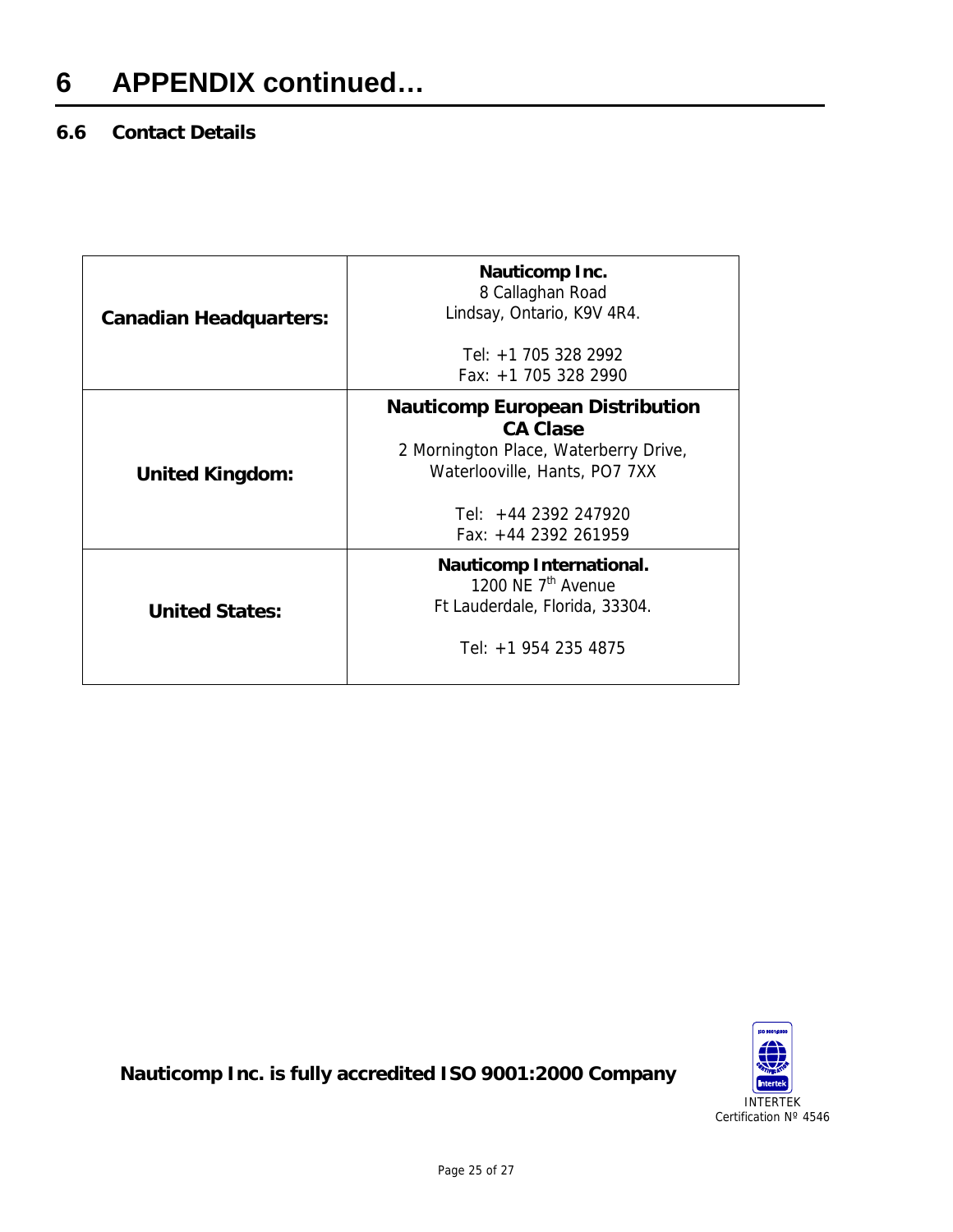# 6 APPENDIX continued…

## 6.6 Contact Details

| | |
|---|---|
| **Canadian Headquarters:** | **Nauticomp Inc.**<br>8 Callaghan Road<br>Lindsay, Ontario, K9V 4R4.<br><br>Tel: +1 705 328 2992<br>Fax: +1 705 328 2990 |
| **United Kingdom:** | **Nauticomp European Distribution**<br>**CA Clase**<br>2 Mornington Place, Waterberry Drive,<br>Waterlooville, Hants, PO7 7XX<br><br>Tel: +44 2392 247920<br>Fax: +44 2392 261959 |
| **United States:** | **Nauticomp International.**<br>1200 NE 7th Avenue<br>Ft Lauderdale, Florida, 33304.<br><br>Tel: +1 954 235 4875 |

**Nauticomp Inc. is fully accredited ISO 9001:2000 Company**

INTERTEK
Certification Nº 4546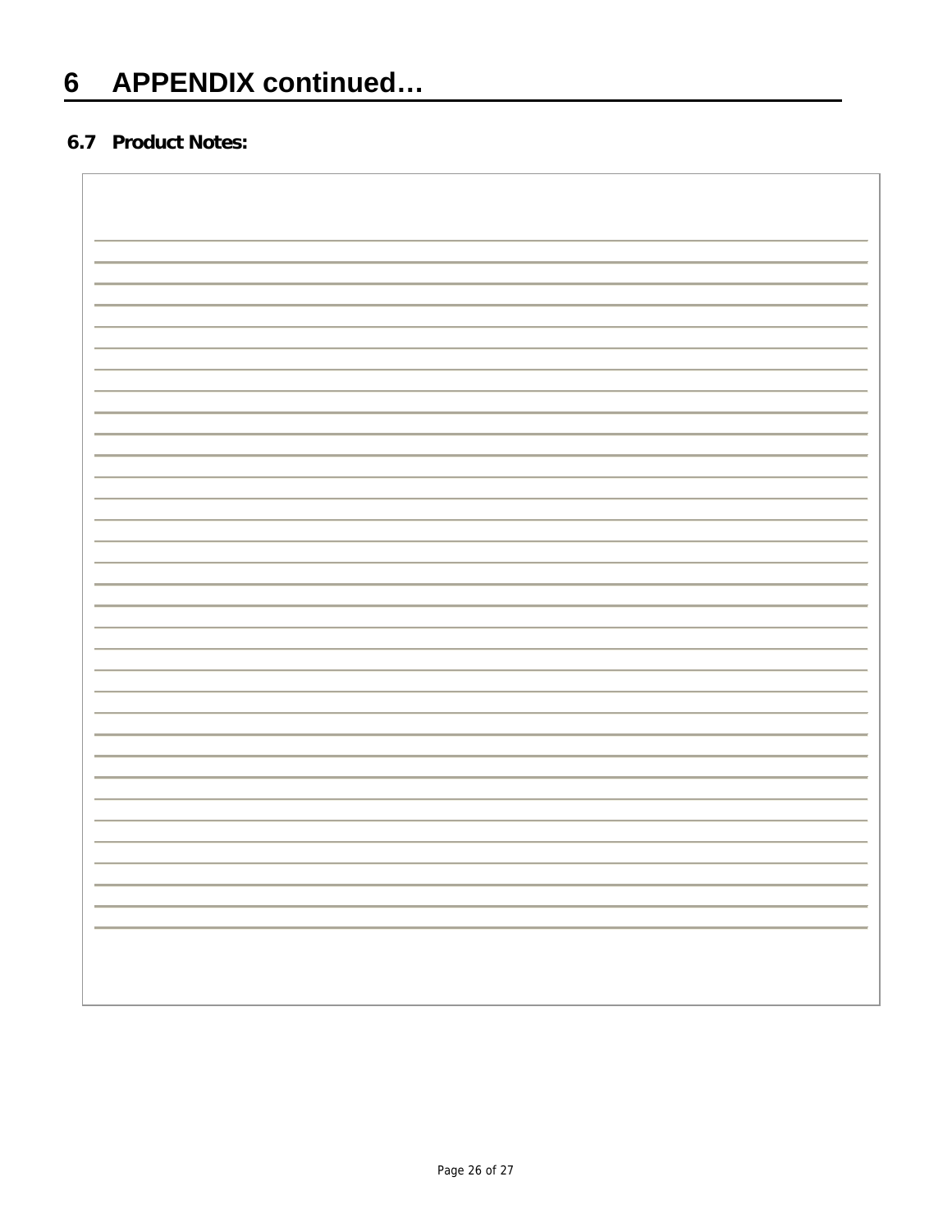# 6 APPENDIX continued…

## 6.7 Product Notes: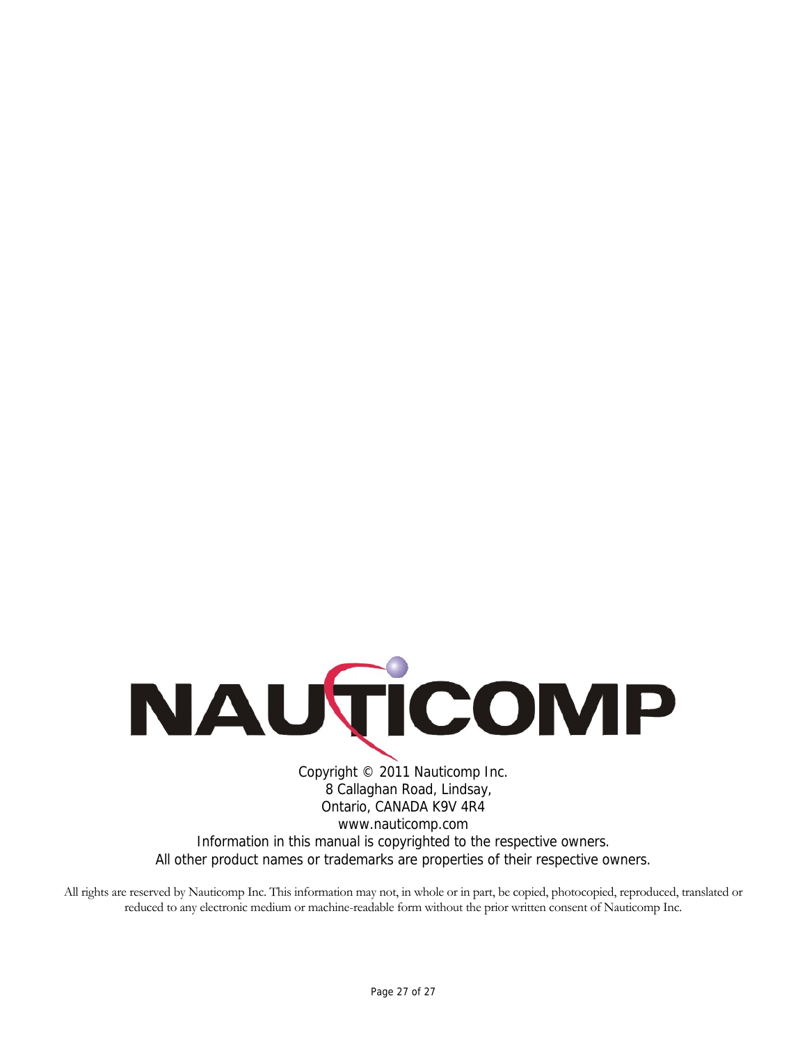NAUTICOMP

Copyright © 2011 Nauticomp Inc.
8 Callaghan Road, Lindsay,
Ontario, CANADA K9V 4R4
www.nauticomp.com
Information in this manual is copyrighted to the respective owners.
All other product names or trademarks are properties of their respective owners.

All rights are reserved by Nauticomp Inc. This information may not, in whole or in part, be copied, photocopied, reproduced, translated or reduced to any electronic medium or machine-readable form without the prior written consent of Nauticomp Inc.